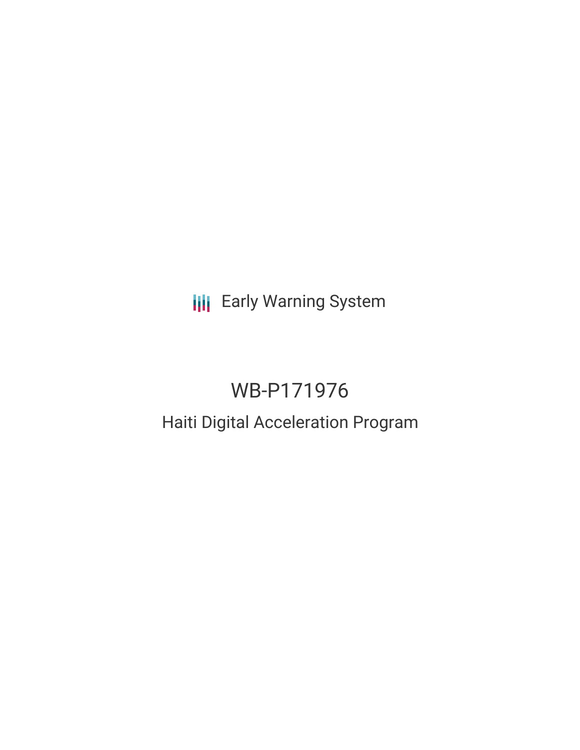Early Warning System

# WB-P171976

## Haiti Digital Acceleration Program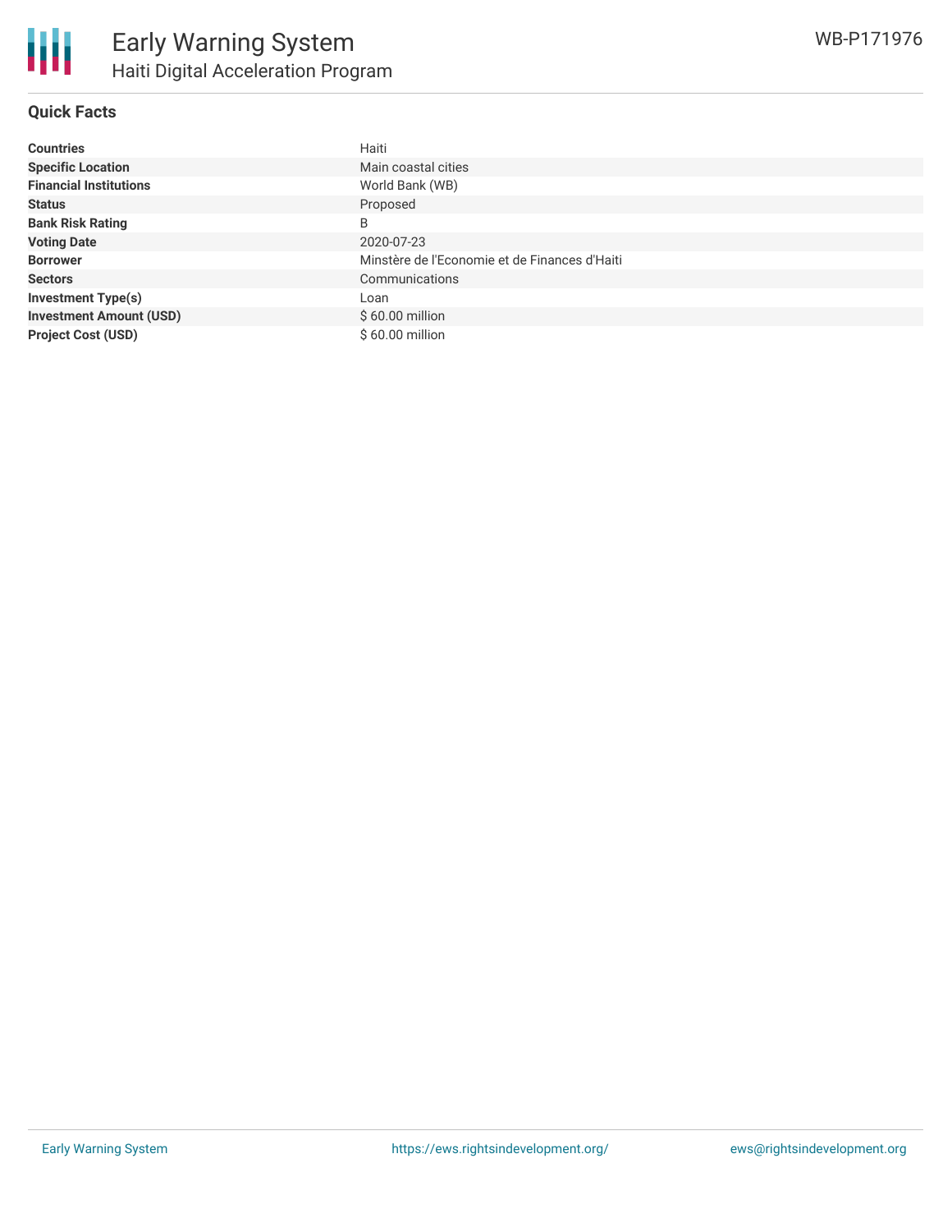# Early Warning System

## Haiti Digital Acceleration Program

WB-P171976

### Quick Facts

| | |
|---|---|
| **Countries** | Haiti |
| **Specific Location** | Main coastal cities |
| **Financial Institutions** | World Bank (WB) |
| **Status** | Proposed |
| **Bank Risk Rating** | B |
| **Voting Date** | 2020-07-23 |
| **Borrower** | Minstère de l'Economie et de Finances d'Haiti |
| **Sectors** | Communications |
| **Investment Type(s)** | Loan |
| **Investment Amount (USD)** | $ 60.00 million |
| **Project Cost (USD)** | $ 60.00 million |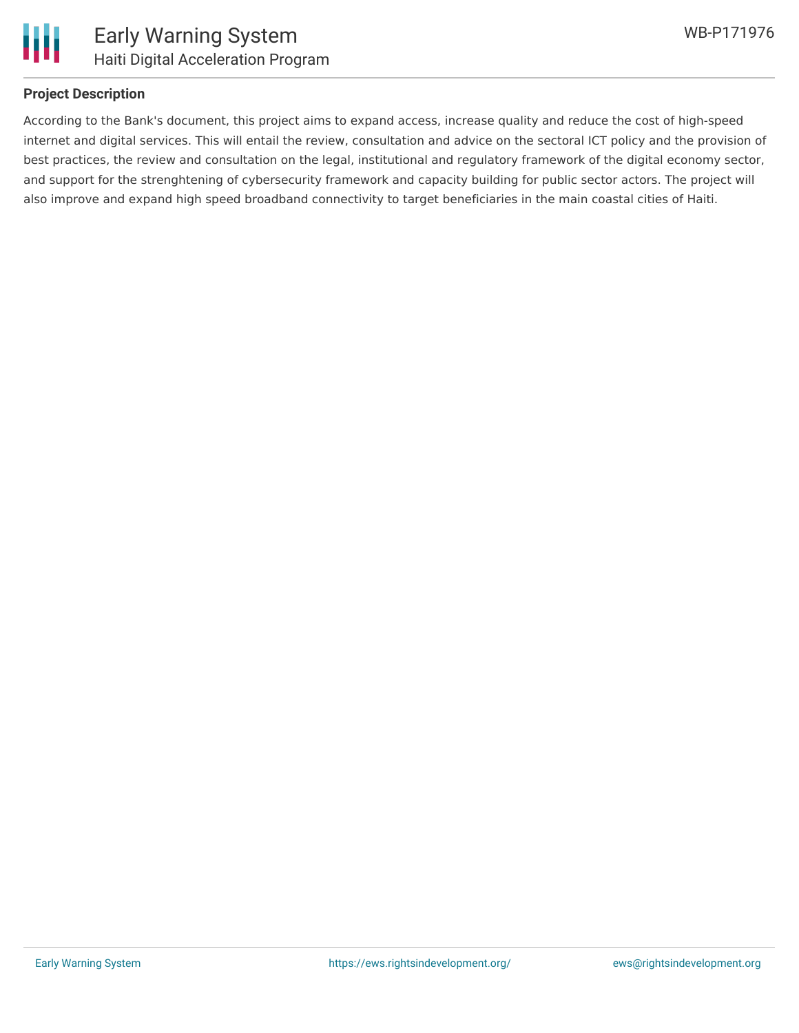## Project Description

According to the Bank's document, this project aims to expand access, increase quality and reduce the cost of high-speed internet and digital services. This will entail the review, consultation and advice on the sectoral ICT policy and the provision of best practices, the review and consultation on the legal, institutional and regulatory framework of the digital economy sector, and support for the strenghtening of cybersecurity framework and capacity building for public sector actors. The project will also improve and expand high speed broadband connectivity to target beneficiaries in the main coastal cities of Haiti.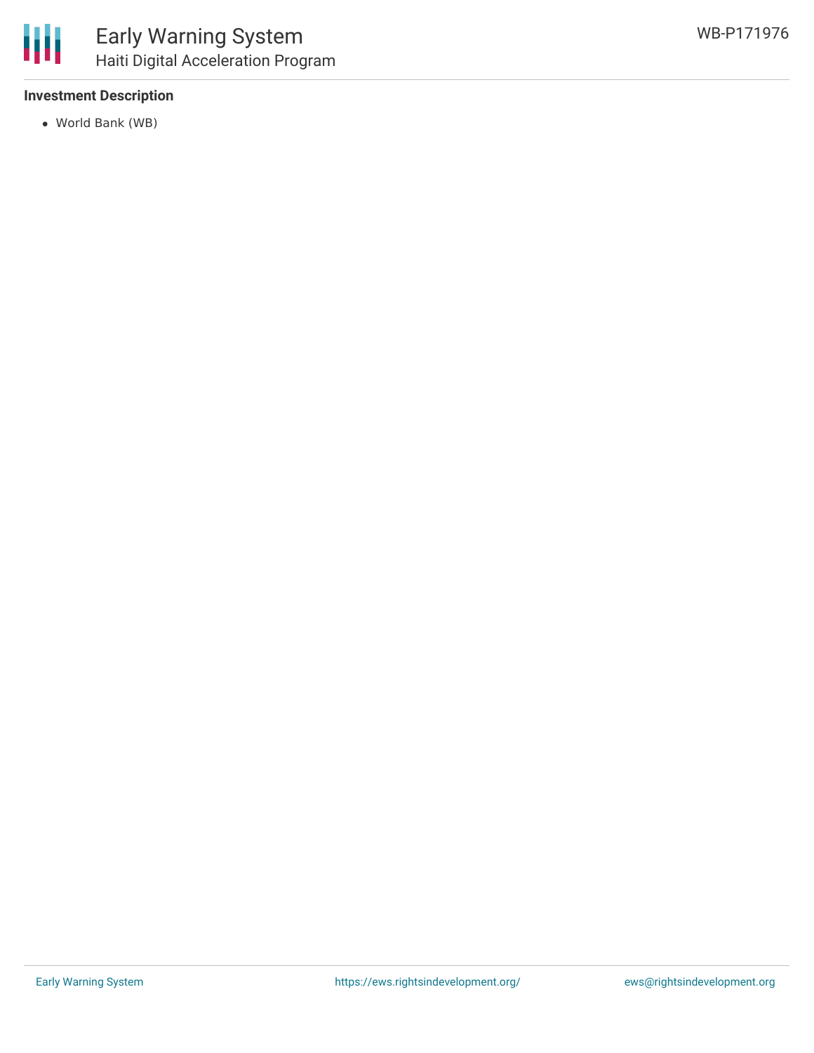**Investment Description**

- World Bank (WB)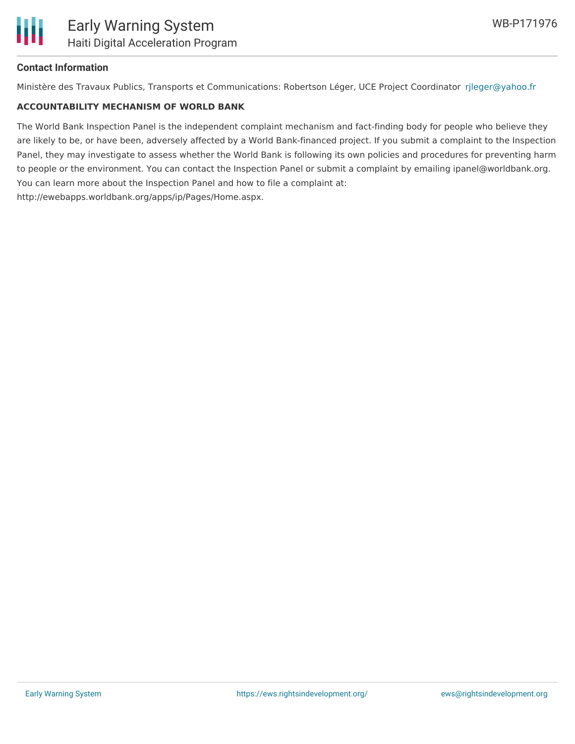### Contact Information

Ministère des Travaux Publics, Transports et Communications: Robertson Léger, UCE Project Coordinator rjleger@yahoo.fr

**ACCOUNTABILITY MECHANISM OF WORLD BANK**

The World Bank Inspection Panel is the independent complaint mechanism and fact-finding body for people who believe they are likely to be, or have been, adversely affected by a World Bank-financed project. If you submit a complaint to the Inspection Panel, they may investigate to assess whether the World Bank is following its own policies and procedures for preventing harm to people or the environment. You can contact the Inspection Panel or submit a complaint by emailing ipanel@worldbank.org. You can learn more about the Inspection Panel and how to file a complaint at: http://ewebapps.worldbank.org/apps/ip/Pages/Home.aspx.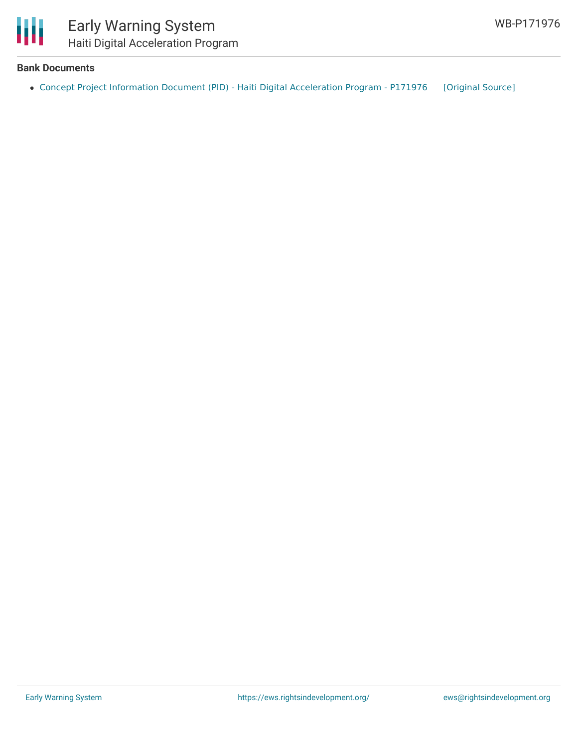**Bank Documents**

- Concept Project Information Document (PID) - Haiti Digital Acceleration Program - P171976 [Original Source]